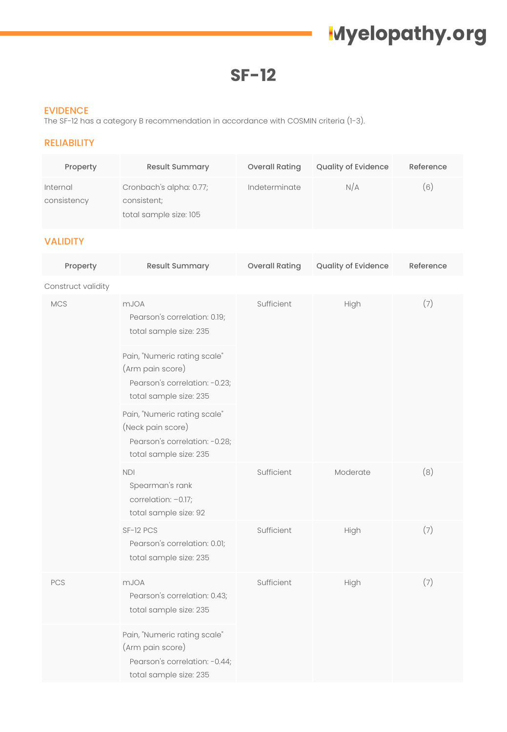# SF-12

## EVIDENCE

The SF-12 has a category B recommendation in accordance with COSMIN criteria (1-3).

## RELIABILITY

| Property | Result Summary | Overall Rating | Quality of Evidence | Reference |
| --- | --- | --- | --- | --- |
| Internal consistency | Cronbach's alpha: 0.77; consistent; total sample size: 105 | Indeterminate | N/A | (6) |

## VALIDITY

| Property | Result Summary | Overall Rating | Quality of Evidence | Reference |
| --- | --- | --- | --- | --- |
| Construct validity | | | | |
| MCS | mJOA Pearson's correlation: 0.19; total sample size: 235 | Sufficient | High | (7) |
| | Pain, "Numeric rating scale" (Arm pain score) Pearson's correlation: -0.23; total sample size: 235 | | | |
| | Pain, "Numeric rating scale" (Neck pain score) Pearson's correlation: -0.28; total sample size: 235 | | | |
| | NDI Spearman's rank correlation: −0.17; total sample size: 92 | Sufficient | Moderate | (8) |
| | SF-12 PCS Pearson's correlation: 0.01; total sample size: 235 | Sufficient | High | (7) |
| PCS | mJOA Pearson's correlation: 0.43; total sample size: 235 | Sufficient | High | (7) |
| | Pain, "Numeric rating scale" (Arm pain score) Pearson's correlation: -0.44; total sample size: 235 | | | |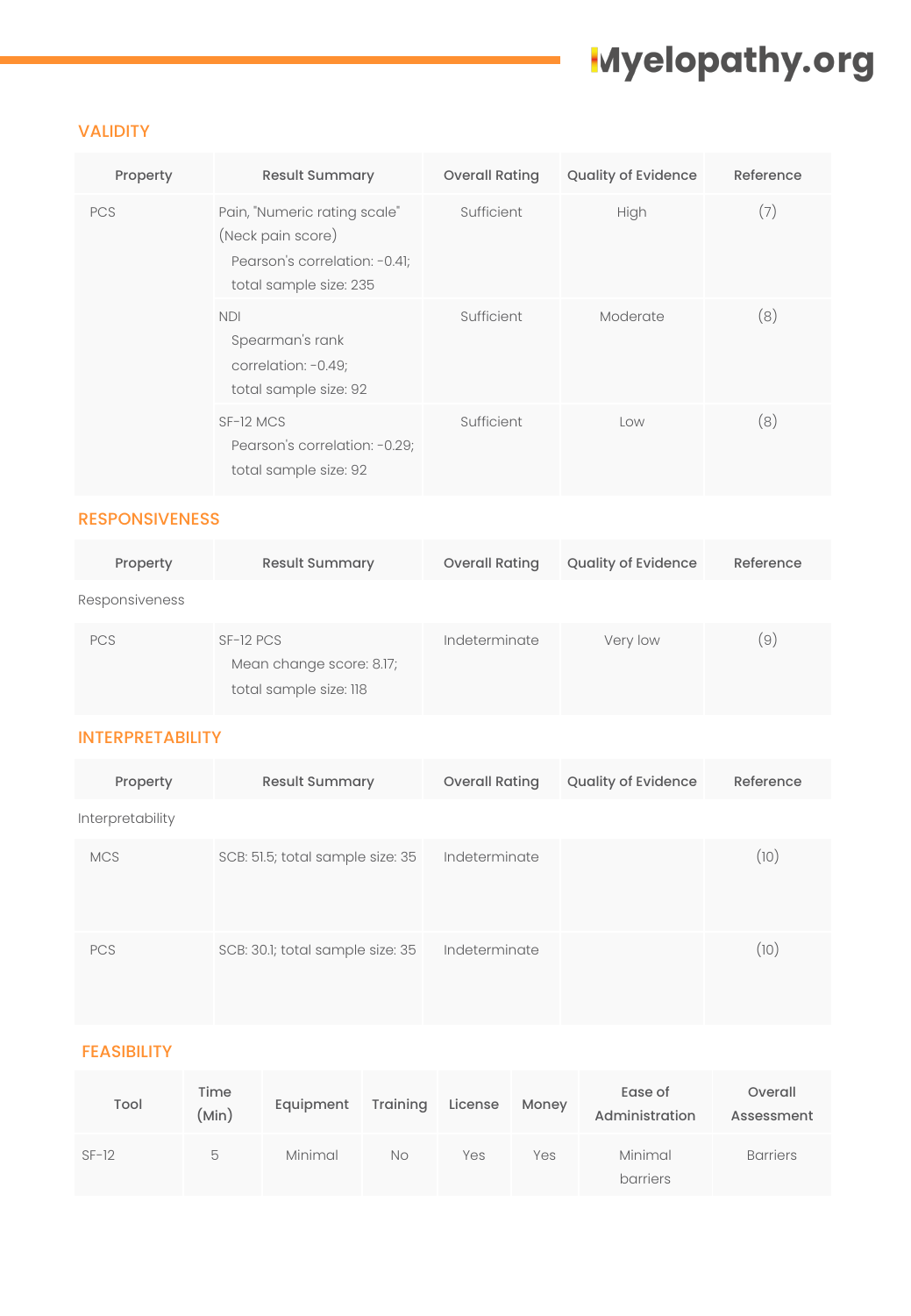## VALIDITY

| Property | Result Summary | Overall Rating | Quality of Evidence | Reference |
|---|---|---|---|---|
| PCS | Pain, "Numeric rating scale" (Neck pain score) Pearson's correlation: -0.41; total sample size: 235 | Sufficient | High | (7) |
| | NDI Spearman's rank correlation: -0.49; total sample size: 92 | Sufficient | Moderate | (8) |
| | SF-12 MCS Pearson's correlation: -0.29; total sample size: 92 | Sufficient | Low | (8) |

## RESPONSIVENESS

| Property | Result Summary | Overall Rating | Quality of Evidence | Reference |
|---|---|---|---|---|
| Responsiveness | | | | |
| PCS | SF-12 PCS Mean change score: 8.17; total sample size: 118 | Indeterminate | Very low | (9) |

## INTERPRETABILITY

| Property | Result Summary | Overall Rating | Quality of Evidence | Reference |
|---|---|---|---|---|
| Interpretability | | | | |
| MCS | SCB: 51.5; total sample size: 35 | Indeterminate | | (10) |
| PCS | SCB: 30.1; total sample size: 35 | Indeterminate | | (10) |

## FEASIBILITY

| Tool | Time (Min) | Equipment | Training | License | Money | Ease of Administration | Overall Assessment |
|---|---|---|---|---|---|---|---|
| SF-12 | 5 | Minimal | No | Yes | Yes | Minimal barriers | Barriers |